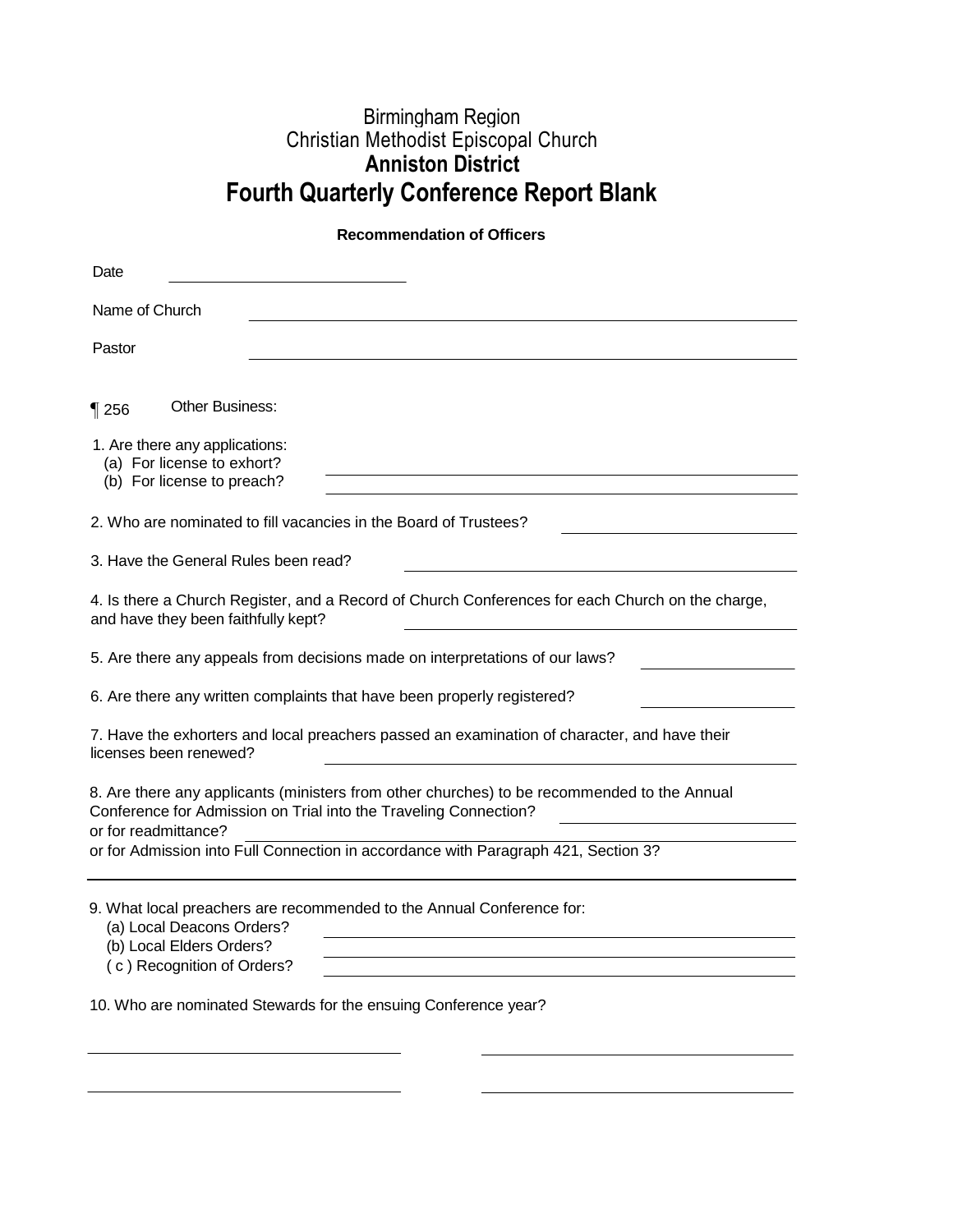# Birmingham Region
# Christian Methodist Episcopal Church
# **Anniston District**
# **Fourth Quarterly Conference Report Blank**

**Recommendation of Officers**

Date ____________________________

Name of Church ____________________________________________________________

Pastor ____________________________________________________________

¶ 256 Other Business:

1. Are there any applications:
   (a) For license to exhort? ____________________________________________
   (b) For license to preach? ____________________________________________

2. Who are nominated to fill vacancies in the Board of Trustees? ____________________

3. Have the General Rules been read? ____________________________________________

4. Is there a Church Register, and a Record of Church Conferences for each Church on the charge, and have they been faithfully kept? ____________________________________________

5. Are there any appeals from decisions made on interpretations of our laws? ______________

6. Are there any written complaints that have been properly registered? ______________

7. Have the exhorters and local preachers passed an examination of character, and have their licenses been renewed? ____________________________________________

8. Are there any applicants (ministers from other churches) to be recommended to the Annual Conference for Admission on Trial into the Traveling Connection? ____________________
or for readmittance? ____________________________________________
or for Admission into Full Connection in accordance with Paragraph 421, Section 3?

---

9. What local preachers are recommended to the Annual Conference for:
   (a) Local Deacons Orders? ____________________________________________
   (b) Local Elders Orders? ____________________________________________
   ( c ) Recognition of Orders? ____________________________________________

10. Who are nominated Stewards for the ensuing Conference year?

______________________________ ______________________________

______________________________ ______________________________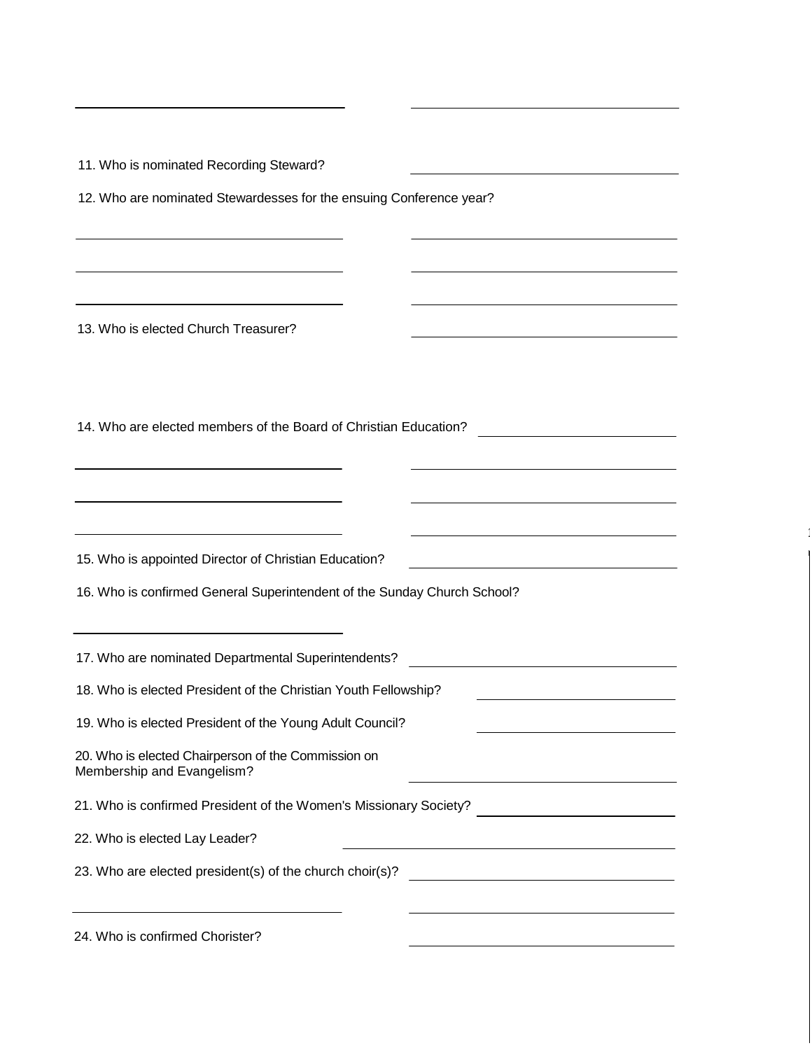11. Who is nominated Recording Steward? \_\_\_\_\_\_\_\_\_\_\_\_\_\_\_\_\_\_\_\_

12. Who are nominated Stewardesses for the ensuing Conference year?

13. Who is elected Church Treasurer? \_\_\_\_\_\_\_\_\_\_\_\_\_\_\_\_\_\_\_\_

14. Who are elected members of the Board of Christian Education? \_\_\_\_\_\_\_\_\_\_\_\_\_\_\_\_\_\_\_\_

15. Who is appointed Director of Christian Education? \_\_\_\_\_\_\_\_\_\_\_\_\_\_\_\_\_\_\_\_

16. Who is confirmed General Superintendent of the Sunday Church School?

17. Who are nominated Departmental Superintendents? \_\_\_\_\_\_\_\_\_\_\_\_\_\_\_\_\_\_\_\_

18. Who is elected President of the Christian Youth Fellowship? \_\_\_\_\_\_\_\_\_\_\_\_\_\_\_\_\_\_\_\_

19. Who is elected President of the Young Adult Council? \_\_\_\_\_\_\_\_\_\_\_\_\_\_\_\_\_\_\_\_

20. Who is elected Chairperson of the Commission on Membership and Evangelism? \_\_\_\_\_\_\_\_\_\_\_\_\_\_\_\_\_\_\_\_

21. Who is confirmed President of the Women's Missionary Society? \_\_\_\_\_\_\_\_\_\_\_\_\_\_\_\_\_\_\_\_

22. Who is elected Lay Leader? \_\_\_\_\_\_\_\_\_\_\_\_\_\_\_\_\_\_\_\_

23. Who are elected president(s) of the church choir(s)? \_\_\_\_\_\_\_\_\_\_\_\_\_\_\_\_\_\_\_\_

24. Who is confirmed Chorister? \_\_\_\_\_\_\_\_\_\_\_\_\_\_\_\_\_\_\_\_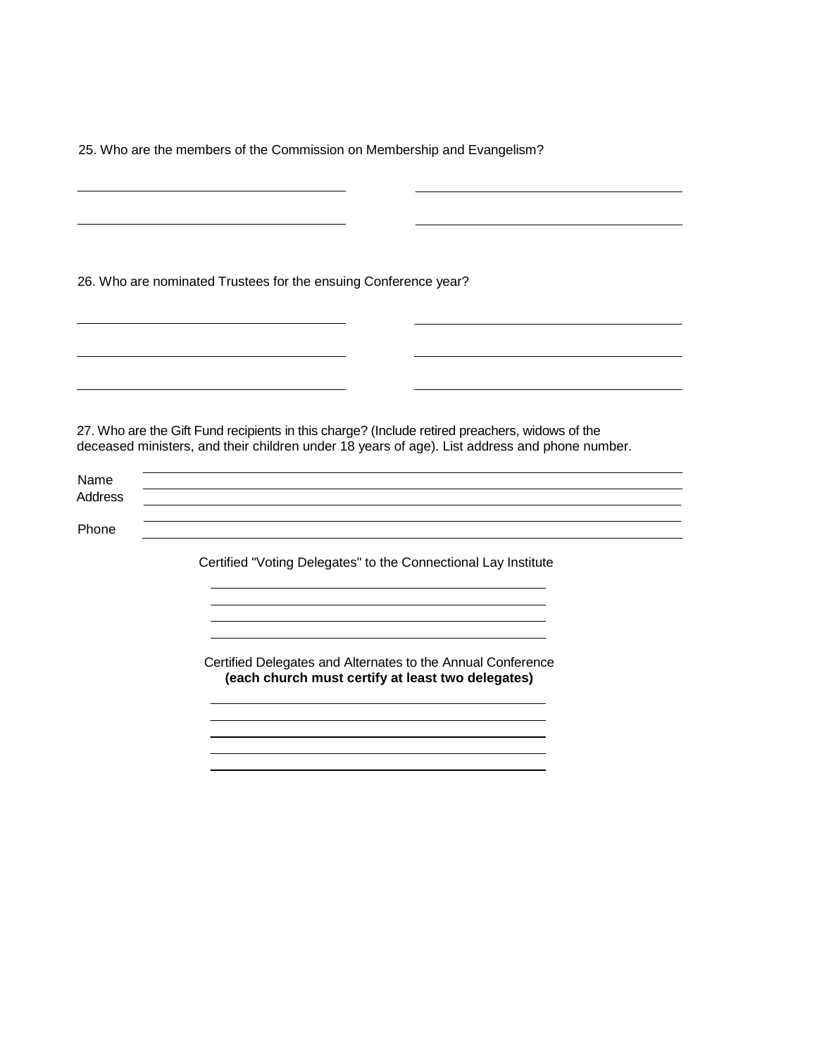25. Who are the members of the Commission on Membership and Evangelism?

26. Who are nominated Trustees for the ensuing Conference year?

27. Who are the Gift Fund recipients in this charge? (Include retired preachers, widows of the deceased ministers, and their children under 18 years of age). List address and phone number.

Name

Address

Phone

Certified "Voting Delegates" to the Connectional Lay Institute

Certified Delegates and Alternates to the Annual Conference
**(each church must certify at least two delegates)**